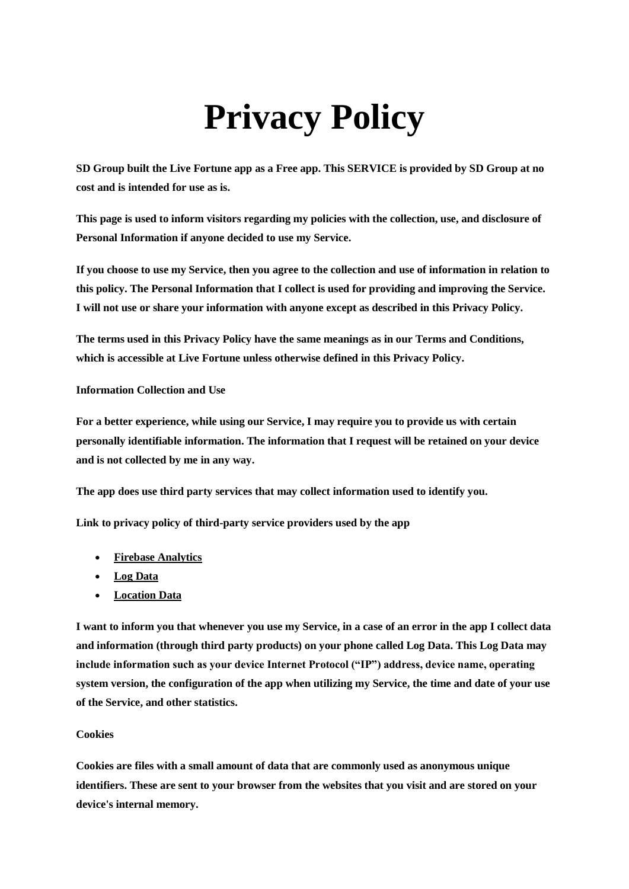# Privacy Policy

**SD Group built the Live Fortune app as a Free app. This SERVICE is provided by SD Group at no cost and is intended for use as is.**

**This page is used to inform visitors regarding my policies with the collection, use, and disclosure of Personal Information if anyone decided to use my Service.**

**If you choose to use my Service, then you agree to the collection and use of information in relation to this policy. The Personal Information that I collect is used for providing and improving the Service. I will not use or share your information with anyone except as described in this Privacy Policy.**

**The terms used in this Privacy Policy have the same meanings as in our Terms and Conditions, which is accessible at Live Fortune unless otherwise defined in this Privacy Policy.**

**Information Collection and Use**

**For a better experience, while using our Service, I may require you to provide us with certain personally identifiable information. The information that I request will be retained on your device and is not collected by me in any way.**

**The app does use third party services that may collect information used to identify you.**

**Link to privacy policy of third-party service providers used by the app**

- **Firebase Analytics**
- **Log Data**
- **Location Data**

**I want to inform you that whenever you use my Service, in a case of an error in the app I collect data and information (through third party products) on your phone called Log Data. This Log Data may include information such as your device Internet Protocol ("IP") address, device name, operating system version, the configuration of the app when utilizing my Service, the time and date of your use of the Service, and other statistics.**

**Cookies**

**Cookies are files with a small amount of data that are commonly used as anonymous unique identifiers. These are sent to your browser from the websites that you visit and are stored on your device's internal memory.**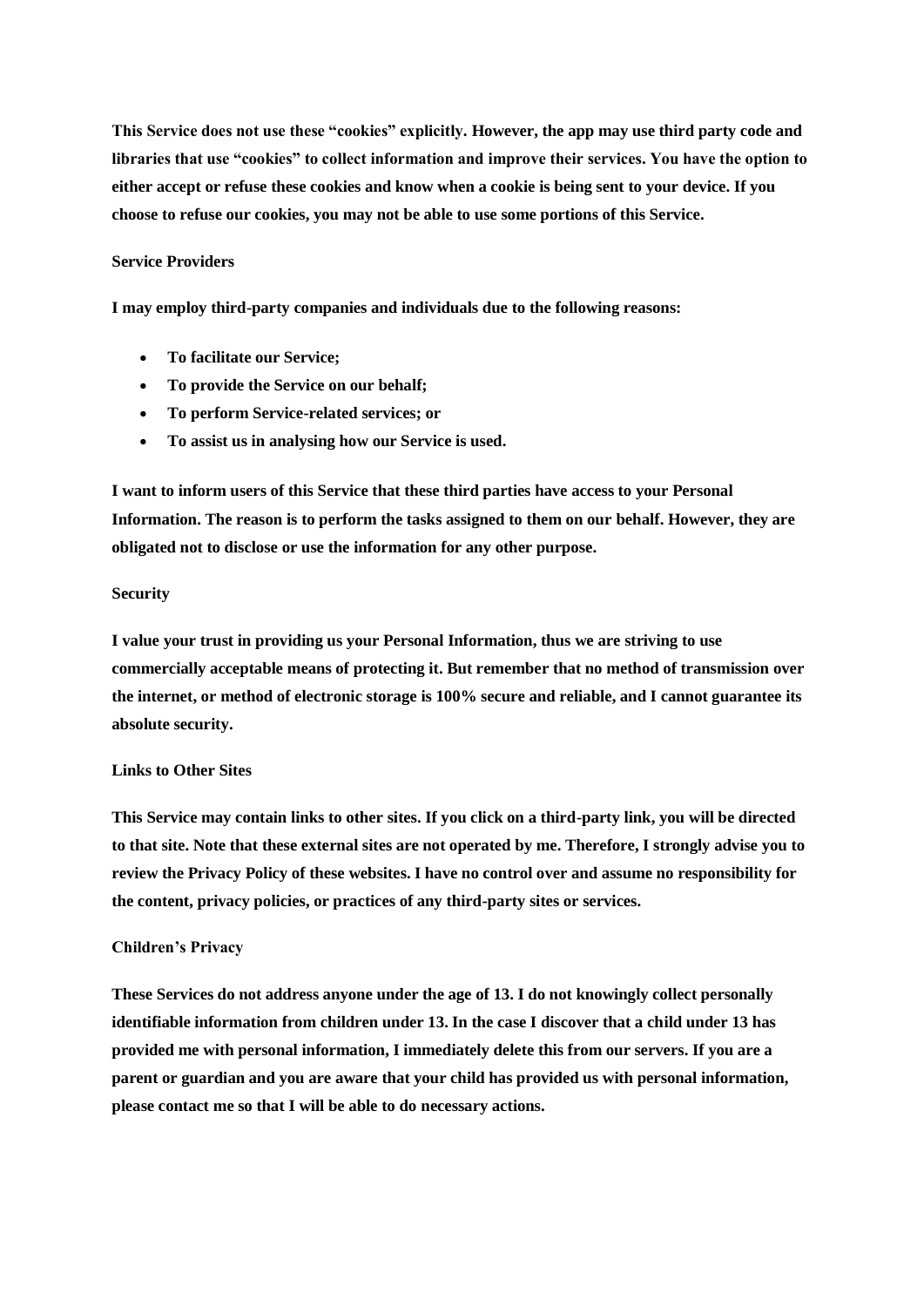**This Service does not use these "cookies" explicitly. However, the app may use third party code and libraries that use "cookies" to collect information and improve their services. You have the option to either accept or refuse these cookies and know when a cookie is being sent to your device. If you choose to refuse our cookies, you may not be able to use some portions of this Service.**

**Service Providers**

**I may employ third-party companies and individuals due to the following reasons:**

- **To facilitate our Service;**
- **To provide the Service on our behalf;**
- **To perform Service-related services; or**
- **To assist us in analysing how our Service is used.**

**I want to inform users of this Service that these third parties have access to your Personal Information. The reason is to perform the tasks assigned to them on our behalf. However, they are obligated not to disclose or use the information for any other purpose.**

**Security**

**I value your trust in providing us your Personal Information, thus we are striving to use commercially acceptable means of protecting it. But remember that no method of transmission over the internet, or method of electronic storage is 100% secure and reliable, and I cannot guarantee its absolute security.**

**Links to Other Sites**

**This Service may contain links to other sites. If you click on a third-party link, you will be directed to that site. Note that these external sites are not operated by me. Therefore, I strongly advise you to review the Privacy Policy of these websites. I have no control over and assume no responsibility for the content, privacy policies, or practices of any third-party sites or services.**

**Children's Privacy**

**These Services do not address anyone under the age of 13. I do not knowingly collect personally identifiable information from children under 13. In the case I discover that a child under 13 has provided me with personal information, I immediately delete this from our servers. If you are a parent or guardian and you are aware that your child has provided us with personal information, please contact me so that I will be able to do necessary actions.**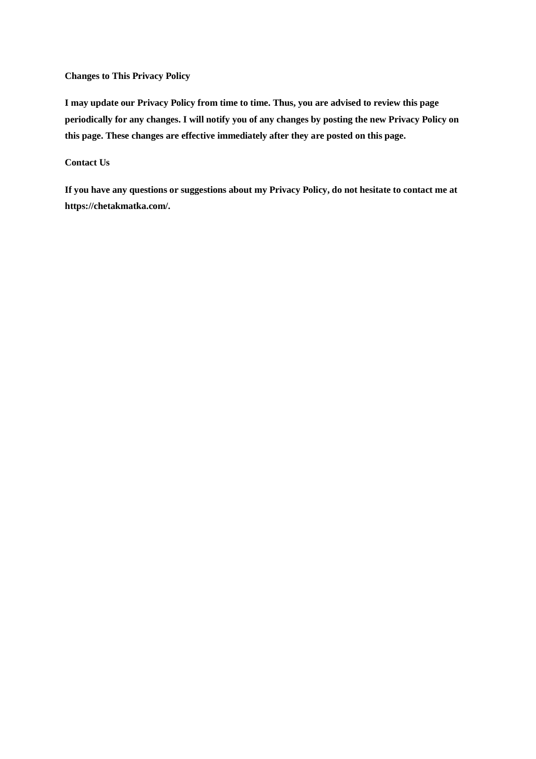**Changes to This Privacy Policy**

**I may update our Privacy Policy from time to time. Thus, you are advised to review this page periodically for any changes. I will notify you of any changes by posting the new Privacy Policy on this page. These changes are effective immediately after they are posted on this page.**

**Contact Us**

**If you have any questions or suggestions about my Privacy Policy, do not hesitate to contact me at https://chetakmatka.com/.**